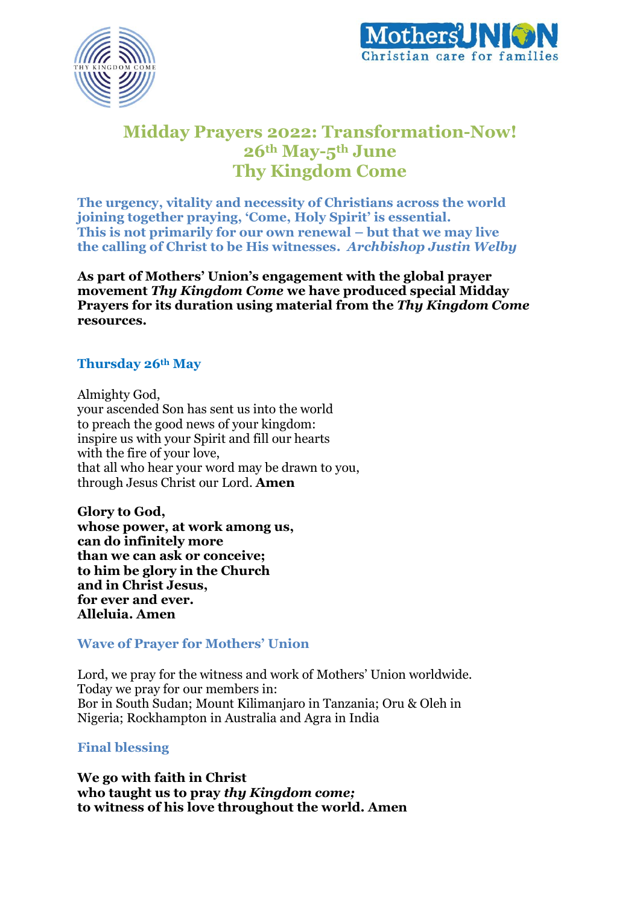# Midday Prayers 2022: Transformation-Now!
## 26th May-5th June
## Thy Kingdom Come

**The urgency, vitality and necessity of Christians across the world joining together praying, 'Come, Holy Spirit' is essential. This is not primarily for our own renewal – but that we may live the calling of Christ to be His witnesses.** ***Archbishop Justin Welby***

**As part of Mothers' Union's engagement with the global prayer movement *Thy Kingdom Come* we have produced special Midday Prayers for its duration using material from the *Thy Kingdom Come* resources.**

### Thursday 26th May

Almighty God,
your ascended Son has sent us into the world
to preach the good news of your kingdom:
inspire us with your Spirit and fill our hearts
with the fire of your love,
that all who hear your word may be drawn to you,
through Jesus Christ our Lord. **Amen**

**Glory to God,**
**whose power, at work among us,**
**can do infinitely more**
**than we can ask or conceive;**
**to him be glory in the Church**
**and in Christ Jesus,**
**for ever and ever.**
**Alleluia. Amen**

### Wave of Prayer for Mothers' Union

Lord, we pray for the witness and work of Mothers' Union worldwide.
Today we pray for our members in:
Bor in South Sudan; Mount Kilimanjaro in Tanzania; Oru & Oleh in Nigeria; Rockhampton in Australia and Agra in India

### Final blessing

**We go with faith in Christ**
**who taught us to pray *thy Kingdom come;***
**to witness of his love throughout the world. Amen**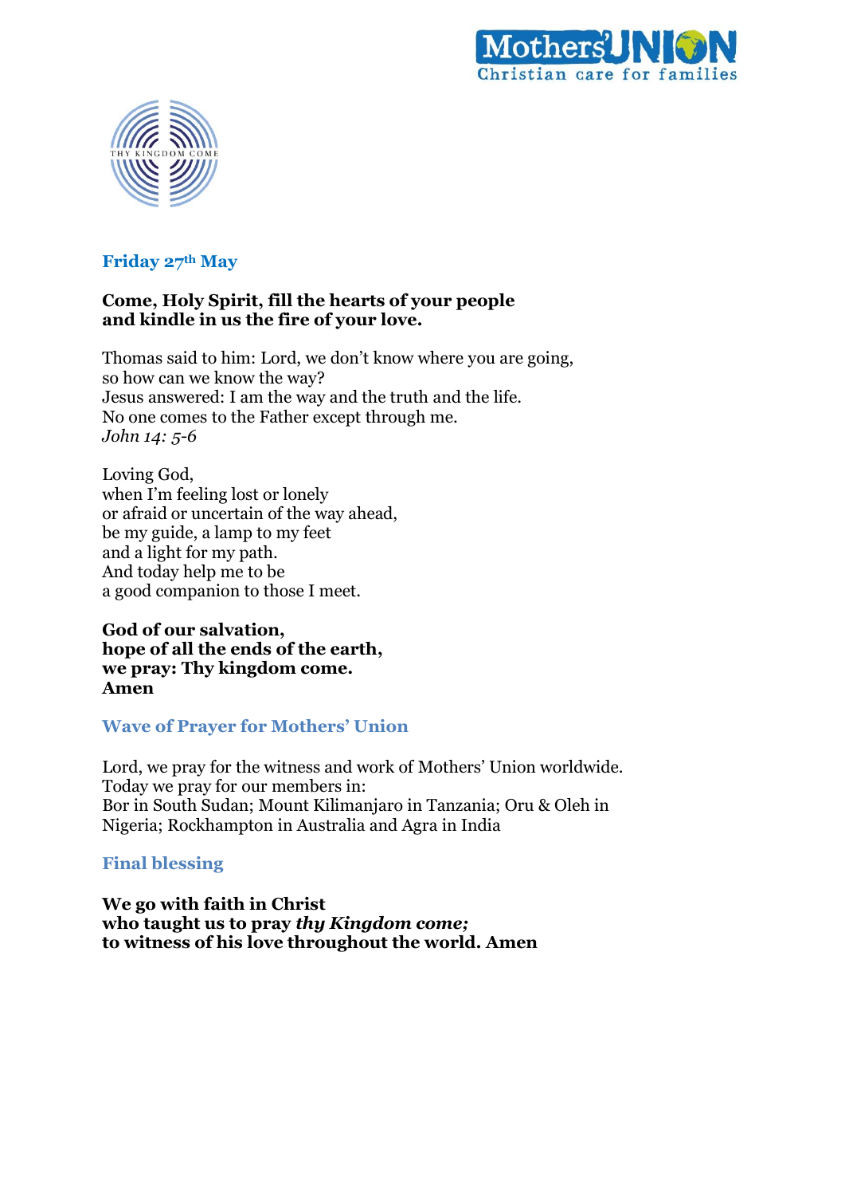## Friday 27th May

**Come, Holy Spirit, fill the hearts of your people**
**and kindle in us the fire of your love.**

Thomas said to him: Lord, we don't know where you are going,
so how can we know the way?
Jesus answered: I am the way and the truth and the life.
No one comes to the Father except through me.
*John 14: 5-6*

Loving God,
when I'm feeling lost or lonely
or afraid or uncertain of the way ahead,
be my guide, a lamp to my feet
and a light for my path.
And today help me to be
a good companion to those I meet.

**God of our salvation,**
**hope of all the ends of the earth,**
**we pray: Thy kingdom come.**
**Amen**

### Wave of Prayer for Mothers' Union

Lord, we pray for the witness and work of Mothers' Union worldwide.
Today we pray for our members in:
Bor in South Sudan; Mount Kilimanjaro in Tanzania; Oru & Oleh in Nigeria; Rockhampton in Australia and Agra in India

### Final blessing

**We go with faith in Christ**
**who taught us to pray *thy Kingdom come;***
**to witness of his love throughout the world. Amen**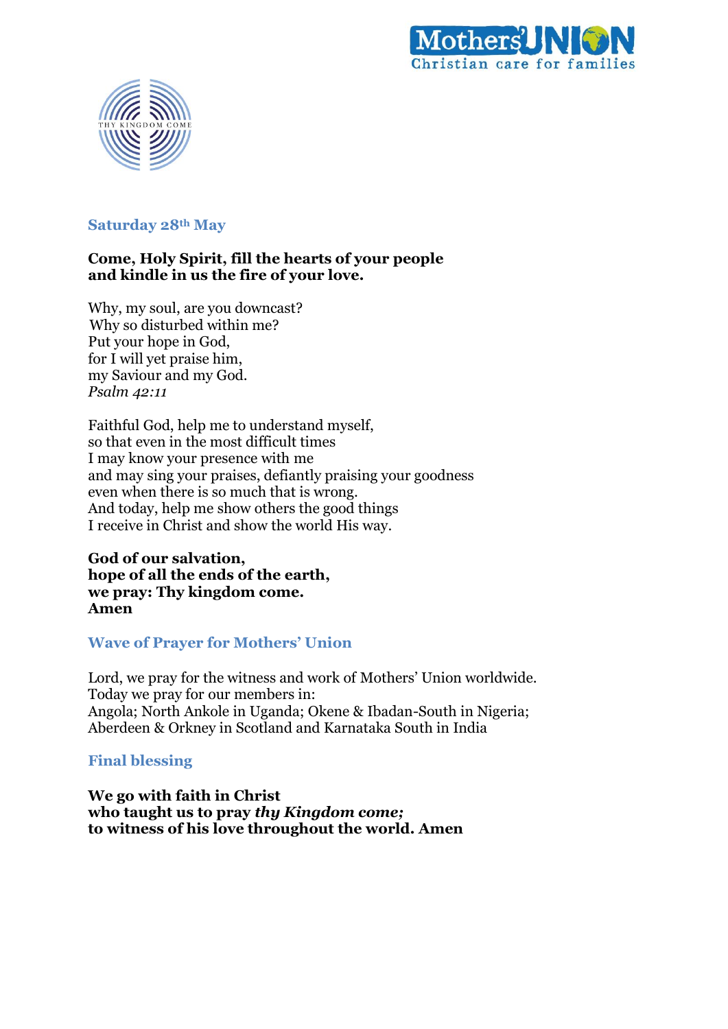## Saturday 28th May

**Come, Holy Spirit, fill the hearts of your people**
**and kindle in us the fire of your love.**

Why, my soul, are you downcast?
Why so disturbed within me?
Put your hope in God,
for I will yet praise him,
my Saviour and my God.
*Psalm 42:11*

Faithful God, help me to understand myself,
so that even in the most difficult times
I may know your presence with me
and may sing your praises, defiantly praising your goodness
even when there is so much that is wrong.
And today, help me show others the good things
I receive in Christ and show the world His way.

**God of our salvation,**
**hope of all the ends of the earth,**
**we pray: Thy kingdom come.**
**Amen**

## Wave of Prayer for Mothers' Union

Lord, we pray for the witness and work of Mothers' Union worldwide.
Today we pray for our members in:
Angola; North Ankole in Uganda; Okene & Ibadan-South in Nigeria;
Aberdeen & Orkney in Scotland and Karnataka South in India

## Final blessing

**We go with faith in Christ**
**who taught us to pray *thy Kingdom come;***
**to witness of his love throughout the world. Amen**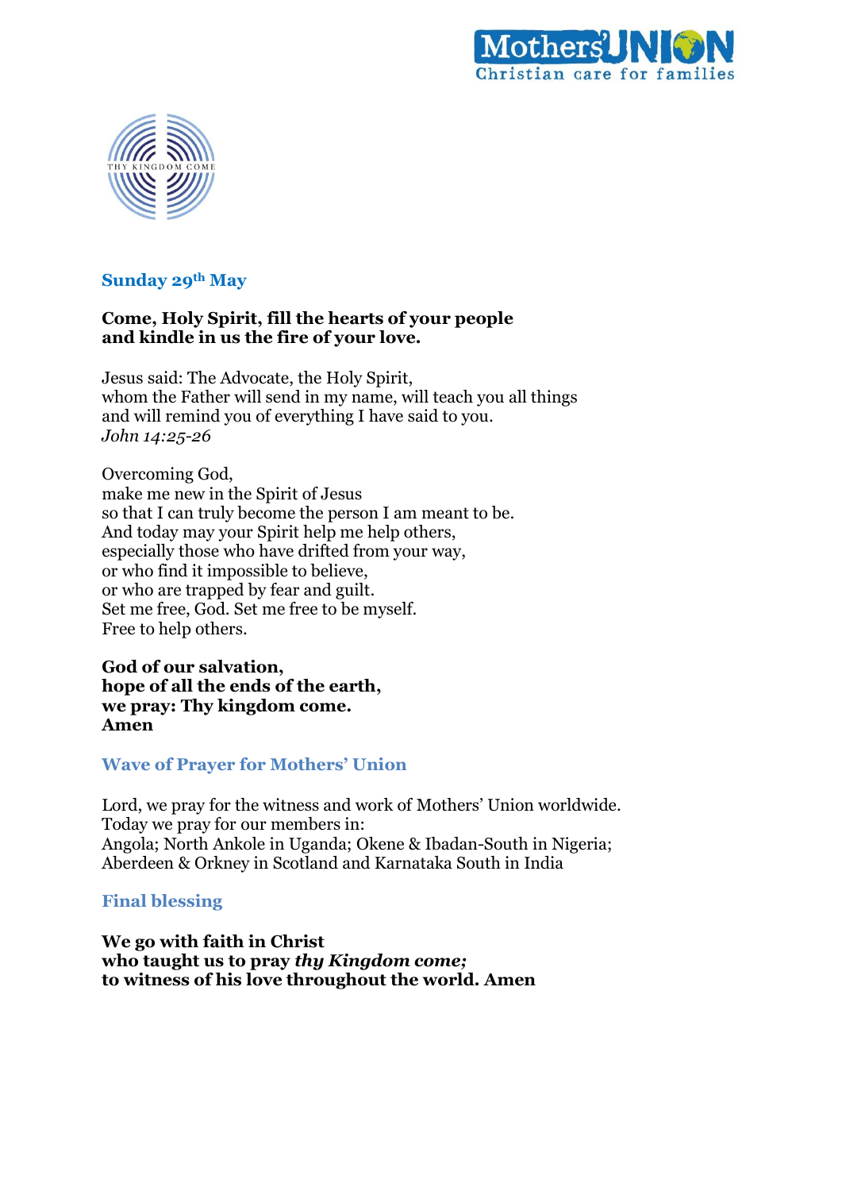## Sunday 29th May

**Come, Holy Spirit, fill the hearts of your people**
**and kindle in us the fire of your love.**

Jesus said: The Advocate, the Holy Spirit,
whom the Father will send in my name, will teach you all things
and will remind you of everything I have said to you.
*John 14:25-26*

Overcoming God,
make me new in the Spirit of Jesus
so that I can truly become the person I am meant to be.
And today may your Spirit help me help others,
especially those who have drifted from your way,
or who find it impossible to believe,
or who are trapped by fear and guilt.
Set me free, God. Set me free to be myself.
Free to help others.

**God of our salvation,**
**hope of all the ends of the earth,**
**we pray: Thy kingdom come.**
**Amen**

### Wave of Prayer for Mothers' Union

Lord, we pray for the witness and work of Mothers' Union worldwide.
Today we pray for our members in:
Angola; North Ankole in Uganda; Okene & Ibadan-South in Nigeria;
Aberdeen & Orkney in Scotland and Karnataka South in India

### Final blessing

**We go with faith in Christ**
**who taught us to pray *thy Kingdom come;***
**to witness of his love throughout the world. Amen**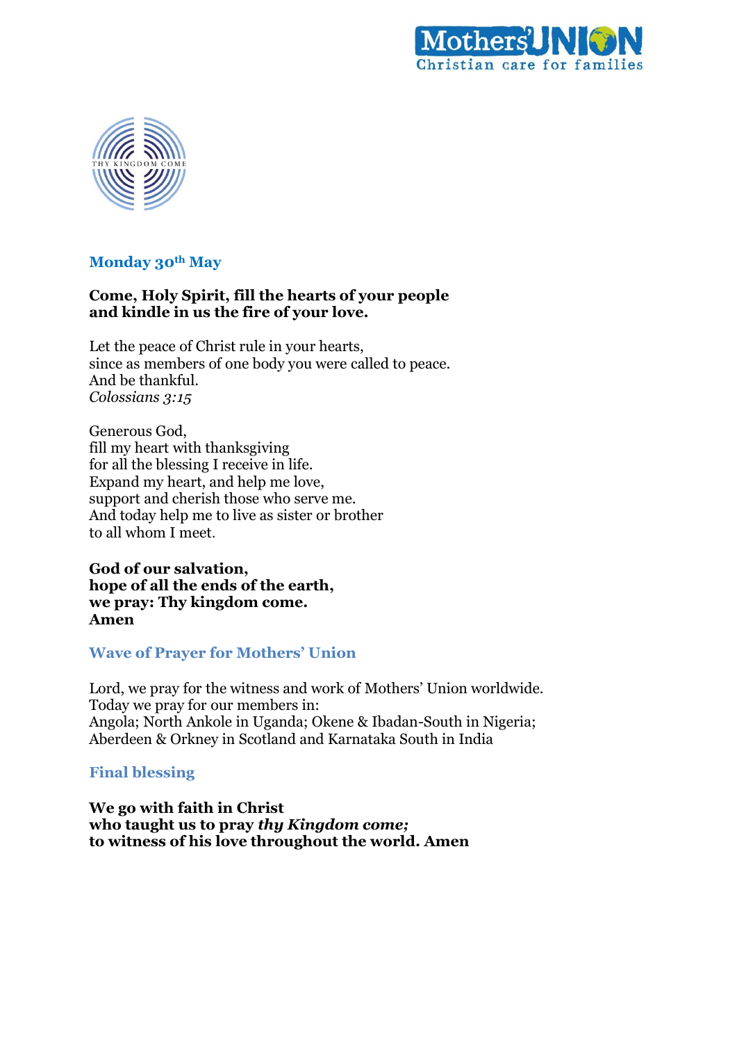## Monday 30th May

**Come, Holy Spirit, fill the hearts of your people**
**and kindle in us the fire of your love.**

Let the peace of Christ rule in your hearts,
since as members of one body you were called to peace.
And be thankful.
*Colossians 3:15*

Generous God,
fill my heart with thanksgiving
for all the blessing I receive in life.
Expand my heart, and help me love,
support and cherish those who serve me.
And today help me to live as sister or brother
to all whom I meet.

**God of our salvation,**
**hope of all the ends of the earth,**
**we pray: Thy kingdom come.**
**Amen**

### Wave of Prayer for Mothers' Union

Lord, we pray for the witness and work of Mothers' Union worldwide.
Today we pray for our members in:
Angola; North Ankole in Uganda; Okene & Ibadan-South in Nigeria;
Aberdeen & Orkney in Scotland and Karnataka South in India

### Final blessing

**We go with faith in Christ**
**who taught us to pray *thy Kingdom come;***
**to witness of his love throughout the world. Amen**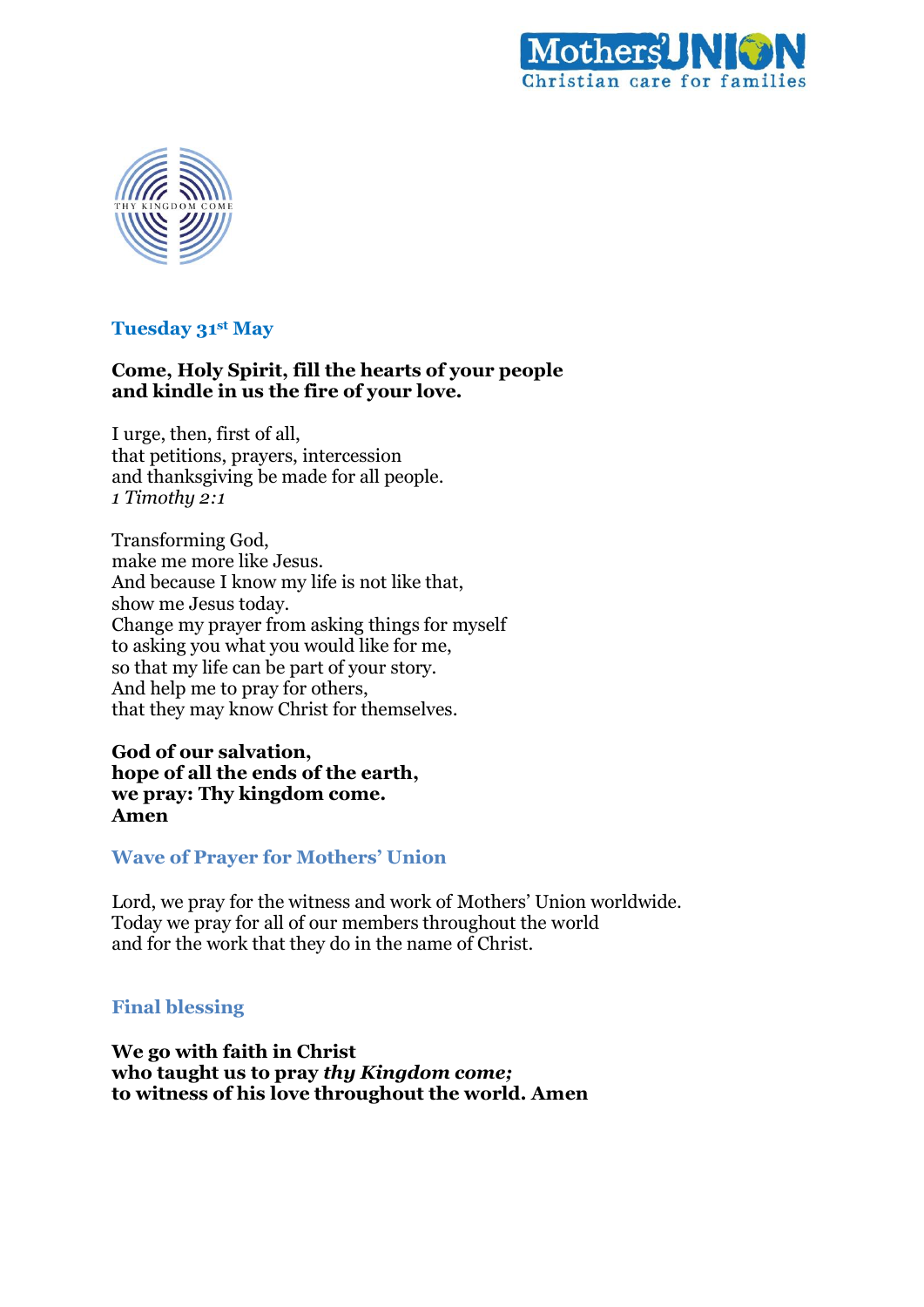## Tuesday 31st May

**Come, Holy Spirit, fill the hearts of your people**
**and kindle in us the fire of your love.**

I urge, then, first of all,
that petitions, prayers, intercession
and thanksgiving be made for all people.
*1 Timothy 2:1*

Transforming God,
make me more like Jesus.
And because I know my life is not like that,
show me Jesus today.
Change my prayer from asking things for myself
to asking you what you would like for me,
so that my life can be part of your story.
And help me to pray for others,
that they may know Christ for themselves.

**God of our salvation,**
**hope of all the ends of the earth,**
**we pray: Thy kingdom come.**
**Amen**

### Wave of Prayer for Mothers' Union

Lord, we pray for the witness and work of Mothers' Union worldwide.
Today we pray for all of our members throughout the world
and for the work that they do in the name of Christ.

### Final blessing

**We go with faith in Christ**
**who taught us to pray *thy Kingdom come;***
**to witness of his love throughout the world. Amen**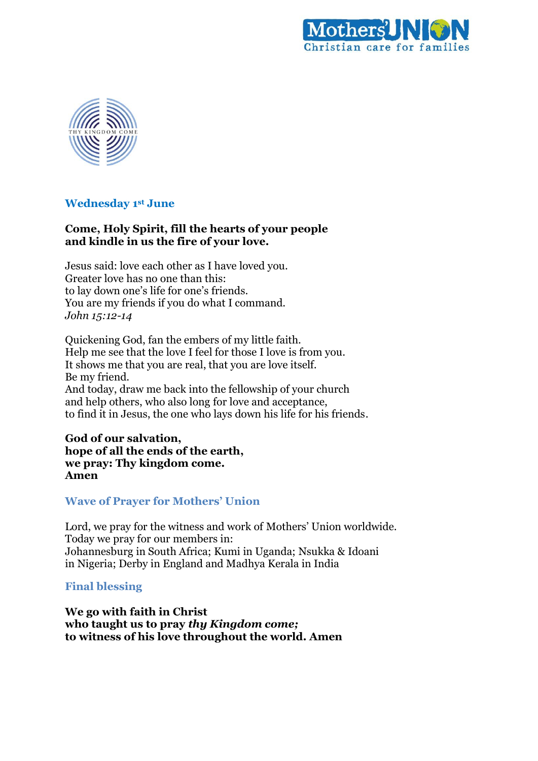## Wednesday 1st June

**Come, Holy Spirit, fill the hearts of your people**
**and kindle in us the fire of your love.**

Jesus said: love each other as I have loved you.
Greater love has no one than this:
to lay down one's life for one's friends.
You are my friends if you do what I command.
*John 15:12-14*

Quickening God, fan the embers of my little faith.
Help me see that the love I feel for those I love is from you.
It shows me that you are real, that you are love itself.
Be my friend.
And today, draw me back into the fellowship of your church
and help others, who also long for love and acceptance,
to find it in Jesus, the one who lays down his life for his friends.

**God of our salvation,**
**hope of all the ends of the earth,**
**we pray: Thy kingdom come.**
**Amen**

### Wave of Prayer for Mothers' Union

Lord, we pray for the witness and work of Mothers' Union worldwide.
Today we pray for our members in:
Johannesburg in South Africa; Kumi in Uganda; Nsukka & Idoani in Nigeria; Derby in England and Madhya Kerala in India

### Final blessing

**We go with faith in Christ**
**who taught us to pray *thy Kingdom come;***
**to witness of his love throughout the world. Amen**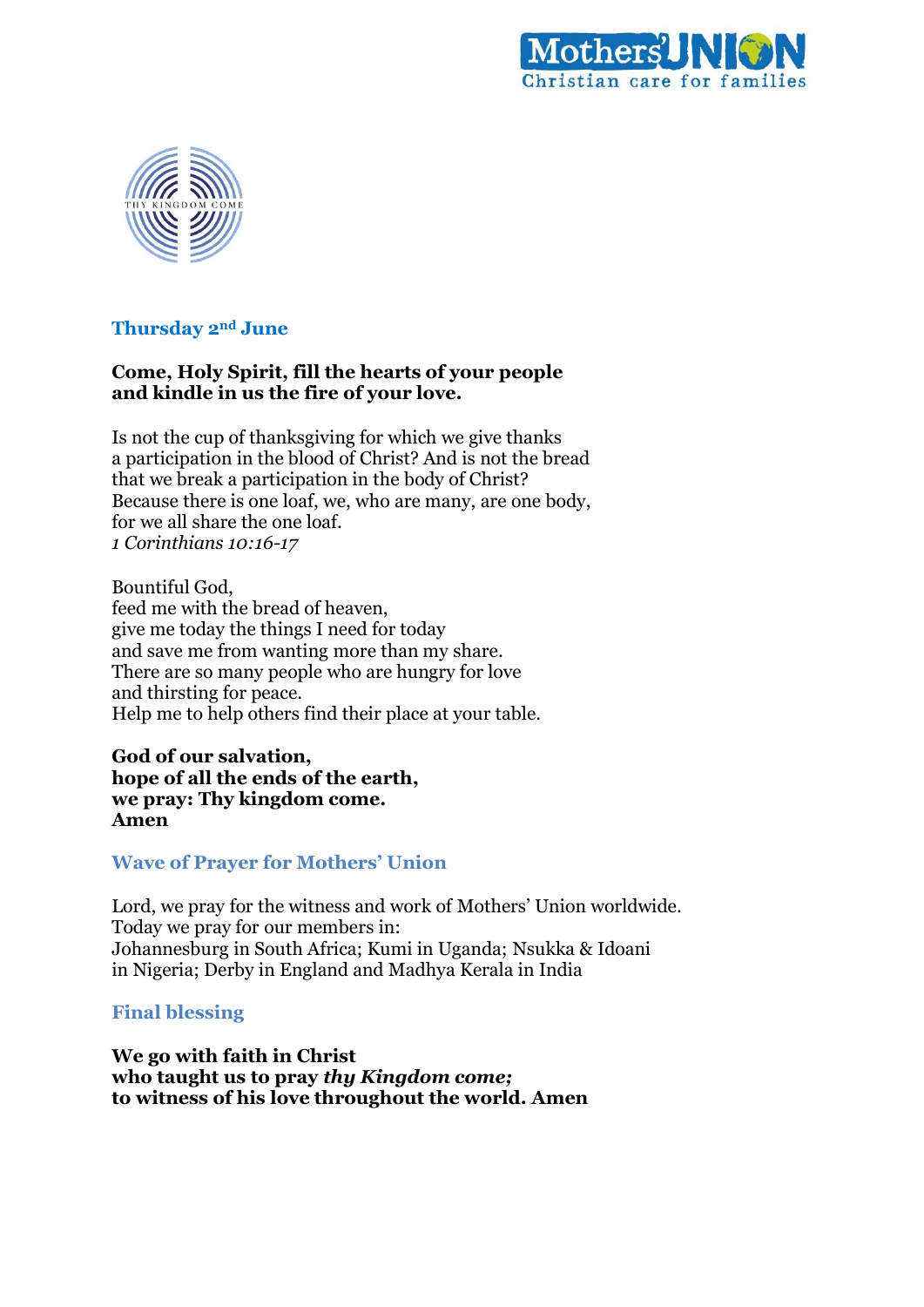## Thursday 2nd June

**Come, Holy Spirit, fill the hearts of your people**
**and kindle in us the fire of your love.**

Is not the cup of thanksgiving for which we give thanks
a participation in the blood of Christ? And is not the bread
that we break a participation in the body of Christ?
Because there is one loaf, we, who are many, are one body,
for we all share the one loaf.
*1 Corinthians 10:16-17*

Bountiful God,
feed me with the bread of heaven,
give me today the things I need for today
and save me from wanting more than my share.
There are so many people who are hungry for love
and thirsting for peace.
Help me to help others find their place at your table.

**God of our salvation,**
**hope of all the ends of the earth,**
**we pray: Thy kingdom come.**
**Amen**

### Wave of Prayer for Mothers' Union

Lord, we pray for the witness and work of Mothers' Union worldwide.
Today we pray for our members in:
Johannesburg in South Africa; Kumi in Uganda; Nsukka & Idoani in Nigeria; Derby in England and Madhya Kerala in India

### Final blessing

**We go with faith in Christ**
**who taught us to pray *thy Kingdom come;***
**to witness of his love throughout the world. Amen**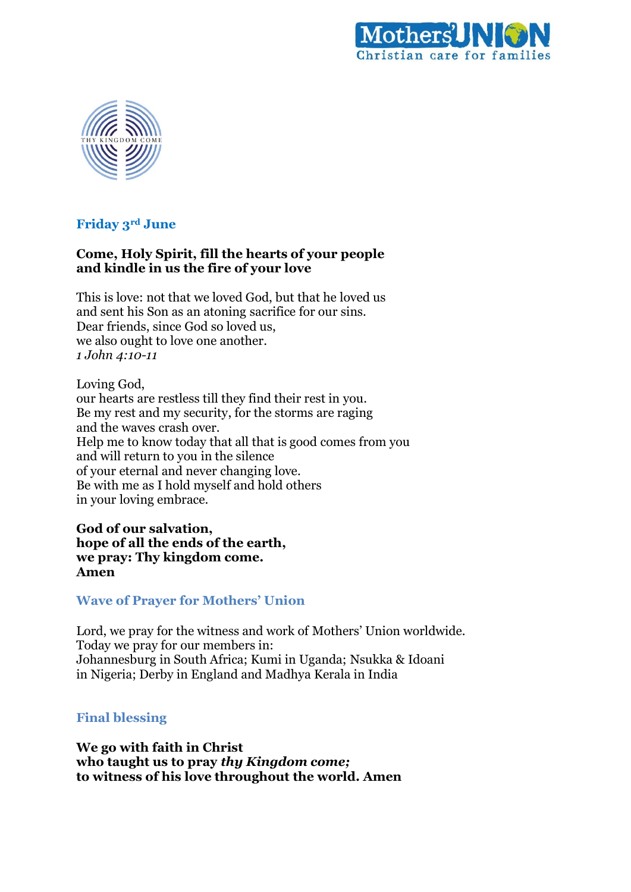## Friday 3rd June

**Come, Holy Spirit, fill the hearts of your people**
**and kindle in us the fire of your love**

This is love: not that we loved God, but that he loved us
and sent his Son as an atoning sacrifice for our sins.
Dear friends, since God so loved us,
we also ought to love one another.
*1 John 4:10-11*

Loving God,
our hearts are restless till they find their rest in you.
Be my rest and my security, for the storms are raging
and the waves crash over.
Help me to know today that all that is good comes from you
and will return to you in the silence
of your eternal and never changing love.
Be with me as I hold myself and hold others
in your loving embrace.

**God of our salvation,**
**hope of all the ends of the earth,**
**we pray: Thy kingdom come.**
**Amen**

### Wave of Prayer for Mothers' Union

Lord, we pray for the witness and work of Mothers' Union worldwide.
Today we pray for our members in:
Johannesburg in South Africa; Kumi in Uganda; Nsukka & Idoani
in Nigeria; Derby in England and Madhya Kerala in India

### Final blessing

**We go with faith in Christ**
**who taught us to pray *thy Kingdom come;***
**to witness of his love throughout the world. Amen**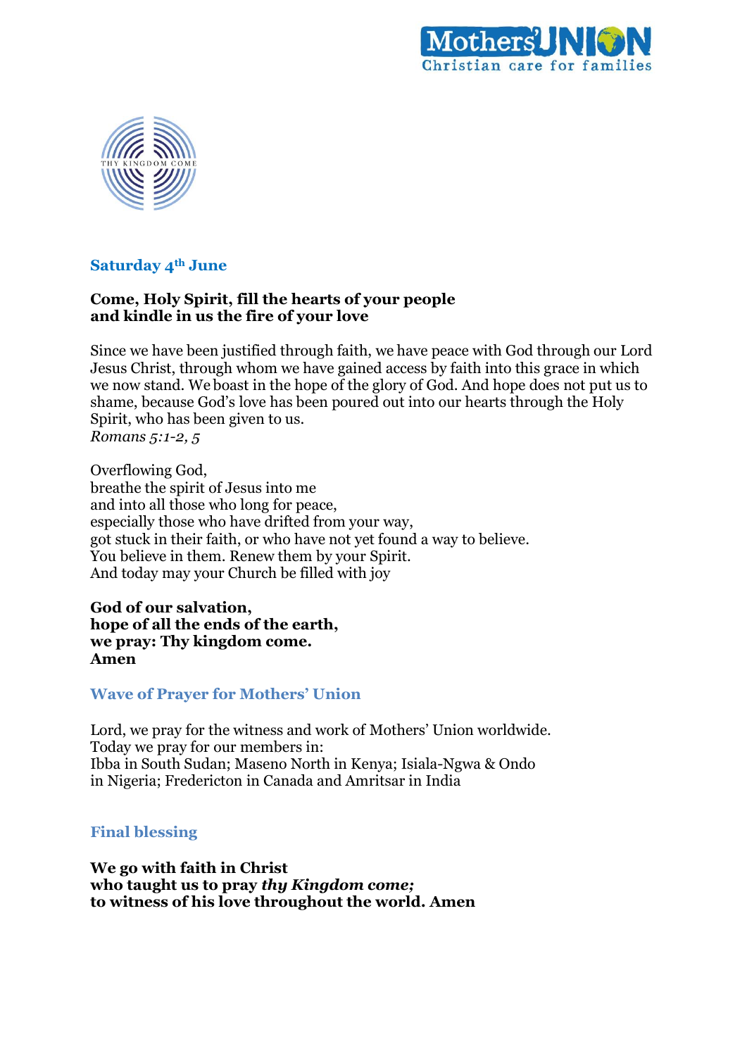## Saturday 4th June

**Come, Holy Spirit, fill the hearts of your people**
**and kindle in us the fire of your love**

Since we have been justified through faith, we have peace with God through our Lord Jesus Christ, through whom we have gained access by faith into this grace in which we now stand. We boast in the hope of the glory of God. And hope does not put us to shame, because God's love has been poured out into our hearts through the Holy Spirit, who has been given to us.
*Romans 5:1-2, 5*

Overflowing God,
breathe the spirit of Jesus into me
and into all those who long for peace,
especially those who have drifted from your way,
got stuck in their faith, or who have not yet found a way to believe.
You believe in them. Renew them by your Spirit.
And today may your Church be filled with joy

**God of our salvation,**
**hope of all the ends of the earth,**
**we pray: Thy kingdom come.**
**Amen**

### Wave of Prayer for Mothers' Union

Lord, we pray for the witness and work of Mothers' Union worldwide.
Today we pray for our members in:
Ibba in South Sudan; Maseno North in Kenya; Isiala-Ngwa & Ondo in Nigeria; Fredericton in Canada and Amritsar in India

### Final blessing

**We go with faith in Christ**
**who taught us to pray *thy Kingdom come;***
**to witness of his love throughout the world. Amen**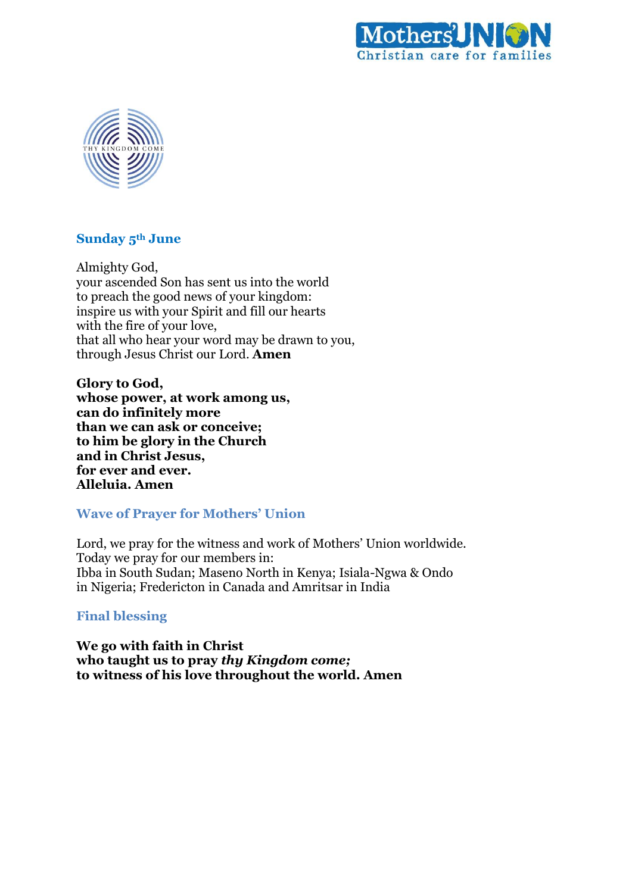## Sunday 5th June

Almighty God,
your ascended Son has sent us into the world
to preach the good news of your kingdom:
inspire us with your Spirit and fill our hearts
with the fire of your love,
that all who hear your word may be drawn to you,
through Jesus Christ our Lord. **Amen**

**Glory to God,**
**whose power, at work among us,**
**can do infinitely more**
**than we can ask or conceive;**
**to him be glory in the Church**
**and in Christ Jesus,**
**for ever and ever.**
**Alleluia. Amen**

### Wave of Prayer for Mothers' Union

Lord, we pray for the witness and work of Mothers' Union worldwide.
Today we pray for our members in:
Ibba in South Sudan; Maseno North in Kenya; Isiala-Ngwa & Ondo in Nigeria; Fredericton in Canada and Amritsar in India

### Final blessing

**We go with faith in Christ**
**who taught us to pray *thy Kingdom come;***
**to witness of his love throughout the world. Amen**